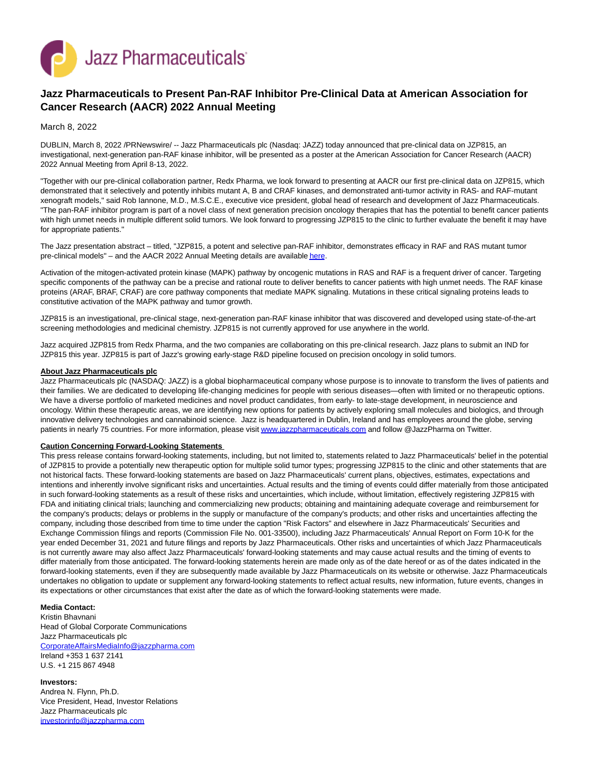# Jazz Pharmaceuticals to Present Pan-RAF Inhibitor Pre-Clinical Data at American Association for Cancer Research (AACR) 2022 Annual Meeting

March 8, 2022

DUBLIN, March 8, 2022 /PRNewswire/ -- Jazz Pharmaceuticals plc (Nasdaq: JAZZ) today announced that pre-clinical data on JZP815, an investigational, next-generation pan-RAF kinase inhibitor, will be presented as a poster at the American Association for Cancer Research (AACR) 2022 Annual Meeting from April 8-13, 2022.

"Together with our pre-clinical collaboration partner, Redx Pharma, we look forward to presenting at AACR our first pre-clinical data on JZP815, which demonstrated that it selectively and potently inhibits mutant A, B and CRAF kinases, and demonstrated anti-tumor activity in RAS- and RAF-mutant xenograft models," said Rob Iannone, M.D., M.S.C.E., executive vice president, global head of research and development of Jazz Pharmaceuticals. "The pan-RAF inhibitor program is part of a novel class of next generation precision oncology therapies that has the potential to benefit cancer patients with high unmet needs in multiple different solid tumors. We look forward to progressing JZP815 to the clinic to further evaluate the benefit it may have for appropriate patients."

The Jazz presentation abstract – titled, "JZP815, a potent and selective pan-RAF inhibitor, demonstrates efficacy in RAF and RAS mutant tumor pre-clinical models" – and the AACR 2022 Annual Meeting details are available here.

Activation of the mitogen-activated protein kinase (MAPK) pathway by oncogenic mutations in RAS and RAF is a frequent driver of cancer. Targeting specific components of the pathway can be a precise and rational route to deliver benefits to cancer patients with high unmet needs. The RAF kinase proteins (ARAF, BRAF, CRAF) are core pathway components that mediate MAPK signaling. Mutations in these critical signaling proteins leads to constitutive activation of the MAPK pathway and tumor growth.

JZP815 is an investigational, pre-clinical stage, next-generation pan-RAF kinase inhibitor that was discovered and developed using state-of-the-art screening methodologies and medicinal chemistry. JZP815 is not currently approved for use anywhere in the world.

Jazz acquired JZP815 from Redx Pharma, and the two companies are collaborating on this pre-clinical research. Jazz plans to submit an IND for JZP815 this year. JZP815 is part of Jazz's growing early-stage R&D pipeline focused on precision oncology in solid tumors.

**About Jazz Pharmaceuticals plc**

Jazz Pharmaceuticals plc (NASDAQ: JAZZ) is a global biopharmaceutical company whose purpose is to innovate to transform the lives of patients and their families. We are dedicated to developing life-changing medicines for people with serious diseases—often with limited or no therapeutic options. We have a diverse portfolio of marketed medicines and novel product candidates, from early- to late-stage development, in neuroscience and oncology. Within these therapeutic areas, we are identifying new options for patients by actively exploring small molecules and biologics, and through innovative delivery technologies and cannabinoid science. Jazz is headquartered in Dublin, Ireland and has employees around the globe, serving patients in nearly 75 countries. For more information, please visit www.jazzpharmaceuticals.com and follow @JazzPharma on Twitter.

**Caution Concerning Forward-Looking Statements**

This press release contains forward-looking statements, including, but not limited to, statements related to Jazz Pharmaceuticals' belief in the potential of JZP815 to provide a potentially new therapeutic option for multiple solid tumor types; progressing JZP815 to the clinic and other statements that are not historical facts. These forward-looking statements are based on Jazz Pharmaceuticals' current plans, objectives, estimates, expectations and intentions and inherently involve significant risks and uncertainties. Actual results and the timing of events could differ materially from those anticipated in such forward-looking statements as a result of these risks and uncertainties, which include, without limitation, effectively registering JZP815 with FDA and initiating clinical trials; launching and commercializing new products; obtaining and maintaining adequate coverage and reimbursement for the company's products; delays or problems in the supply or manufacture of the company's products; and other risks and uncertainties affecting the company, including those described from time to time under the caption "Risk Factors" and elsewhere in Jazz Pharmaceuticals' Securities and Exchange Commission filings and reports (Commission File No. 001-33500), including Jazz Pharmaceuticals' Annual Report on Form 10-K for the year ended December 31, 2021 and future filings and reports by Jazz Pharmaceuticals. Other risks and uncertainties of which Jazz Pharmaceuticals is not currently aware may also affect Jazz Pharmaceuticals' forward-looking statements and may cause actual results and the timing of events to differ materially from those anticipated. The forward-looking statements herein are made only as of the date hereof or as of the dates indicated in the forward-looking statements, even if they are subsequently made available by Jazz Pharmaceuticals on its website or otherwise. Jazz Pharmaceuticals undertakes no obligation to update or supplement any forward-looking statements to reflect actual results, new information, future events, changes in its expectations or other circumstances that exist after the date as of which the forward-looking statements were made.

**Media Contact:**
Kristin Bhavnani
Head of Global Corporate Communications
Jazz Pharmaceuticals plc
CorporateAffairsMediaInfo@jazzpharma.com
Ireland +353 1 637 2141
U.S. +1 215 867 4948

**Investors:**
Andrea N. Flynn, Ph.D.
Vice President, Head, Investor Relations
Jazz Pharmaceuticals plc
investorinfo@jazzpharma.com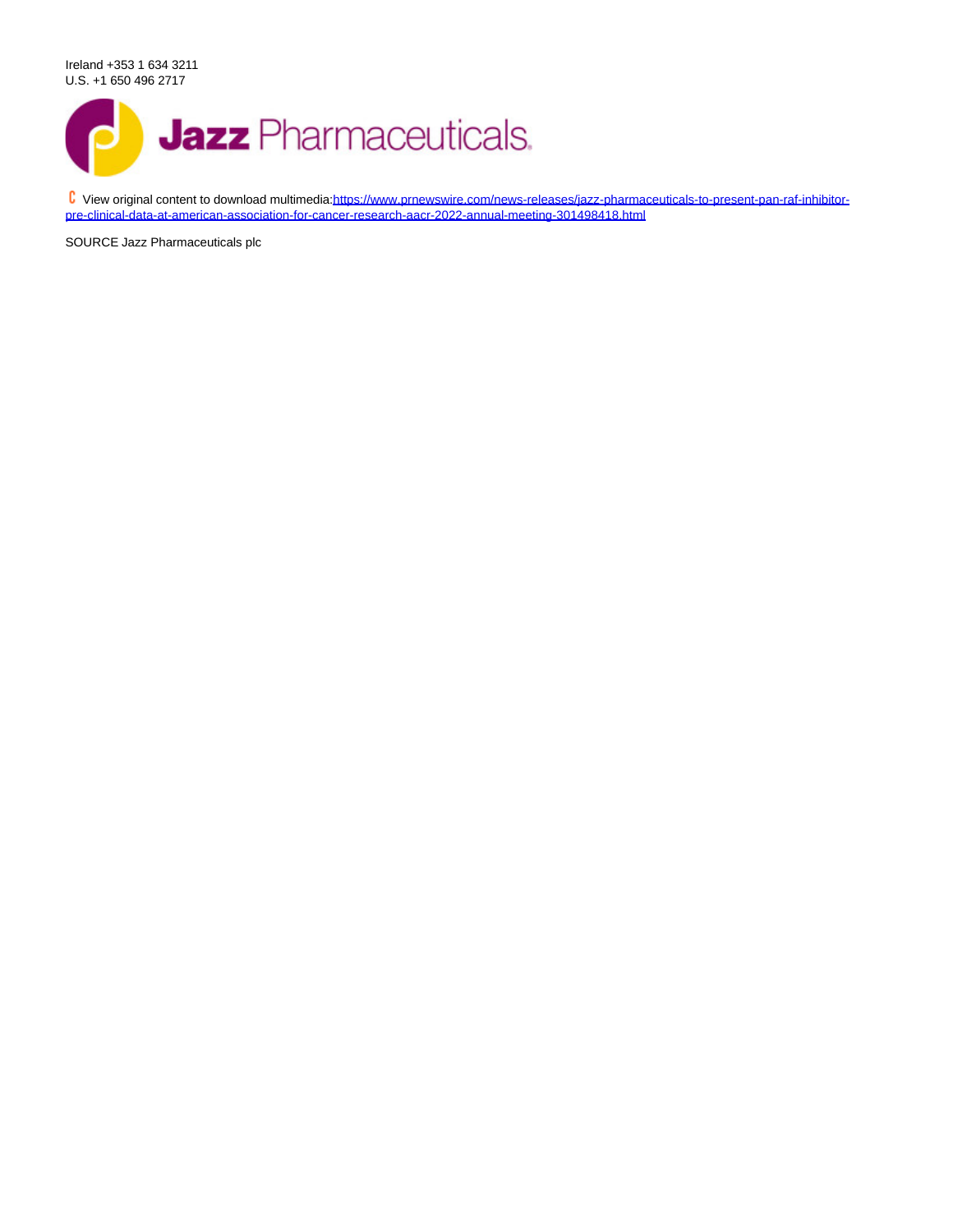Ireland +353 1 634 3211
U.S. +1 650 496 2717

View original content to download multimedia:https://www.prnewswire.com/news-releases/jazz-pharmaceuticals-to-present-pan-raf-inhibitor-pre-clinical-data-at-american-association-for-cancer-research-aacr-2022-annual-meeting-301498418.html

SOURCE Jazz Pharmaceuticals plc